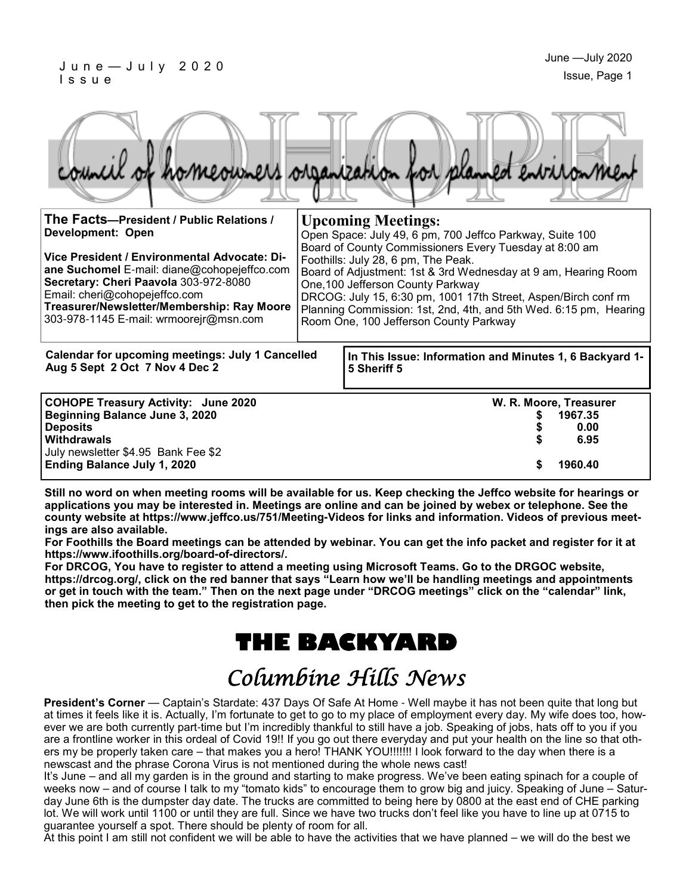# COHOPE

council of homeowners organization for planned environment

**The Facts—President / Public Relations / Development: Open**

**Vice President / Environmental Advocate: Diane Suchomel** E-mail: diane@cohopejeffco.com
**Secretary: Cheri Paavola** 303-972-8080
Email: cheri@cohopejeffco.com
**Treasurer/Newsletter/Membership: Ray Moore**
303-978-1145 E-mail: wrmoorejr@msn.com

**Upcoming Meetings:**

Open Space: July 49, 6 pm, 700 Jeffco Parkway, Suite 100
Board of County Commissioners Every Tuesday at 8:00 am
Foothills: July 28, 6 pm, The Peak.
Board of Adjustment: 1st & 3rd Wednesday at 9 am, Hearing Room One,100 Jefferson County Parkway
DRCOG: July 15, 6:30 pm, 1001 17th Street, Aspen/Birch conf rm
Planning Commission: 1st, 2nd, 4th, and 5th Wed. 6:15 pm, Hearing Room One, 100 Jefferson County Parkway

**Calendar for upcoming meetings: July 1 Cancelled Aug 5 Sept 2 Oct 7 Nov 4 Dec 2**

**In This Issue: Information and Minutes 1, 6 Backyard 1-5 Sheriff 5**

| **COHOPE Treasury Activity: June 2020** | **W. R. Moore, Treasurer** |
|---|---|
| **Beginning Balance June 3, 2020** | **$ 1967.35** |
| **Deposits** | **$ 0.00** |
| **Withdrawals** | **$ 6.95** |
| July newsletter $4.95 Bank Fee $2 | |
| **Ending Balance July 1, 2020** | **$ 1960.40** |

**Still no word on when meeting rooms will be available for us. Keep checking the Jeffco website for hearings or applications you may be interested in. Meetings are online and can be joined by webex or telephone. See the county website at https://www.jeffco.us/751/Meeting-Videos for links and information. Videos of previous meetings are also available.**
**For Foothills the Board meetings can be attended by webinar. You can get the info packet and register for it at https://www.ifoothills.org/board-of-directors/.**
**For DRCOG, You have to register to attend a meeting using Microsoft Teams. Go to the DRGOC website, https://drcog.org/, click on the red banner that says "Learn how we'll be handling meetings and appointments or get in touch with the team." Then on the next page under "DRCOG meetings" click on the "calendar" link, then pick the meeting to get to the registration page.**

# THE BACKYARD

## *Columbine Hills News*

**President's Corner** — Captain's Stardate: 437 Days Of Safe At Home - Well maybe it has not been quite that long but at times it feels like it is. Actually, I'm fortunate to get to go to my place of employment every day. My wife does too, however we are both currently part-time but I'm incredibly thankful to still have a job. Speaking of jobs, hats off to you if you are a frontline worker in this ordeal of Covid 19!! If you go out there everyday and put your health on the line so that others my be properly taken care – that makes you a hero! THANK YOU!!!!!!! I look forward to the day when there is a newscast and the phrase Corona Virus is not mentioned during the whole news cast!

It's June – and all my garden is in the ground and starting to make progress. We've been eating spinach for a couple of weeks now – and of course I talk to my "tomato kids" to encourage them to grow big and juicy. Speaking of June – Saturday June 6th is the dumpster day date. The trucks are committed to being here by 0800 at the east end of CHE parking lot. We will work until 1100 or until they are full. Since we have two trucks don't feel like you have to line up at 0715 to guarantee yourself a spot. There should be plenty of room for all.

At this point I am still not confident we will be able to have the activities that we have planned – we will do the best we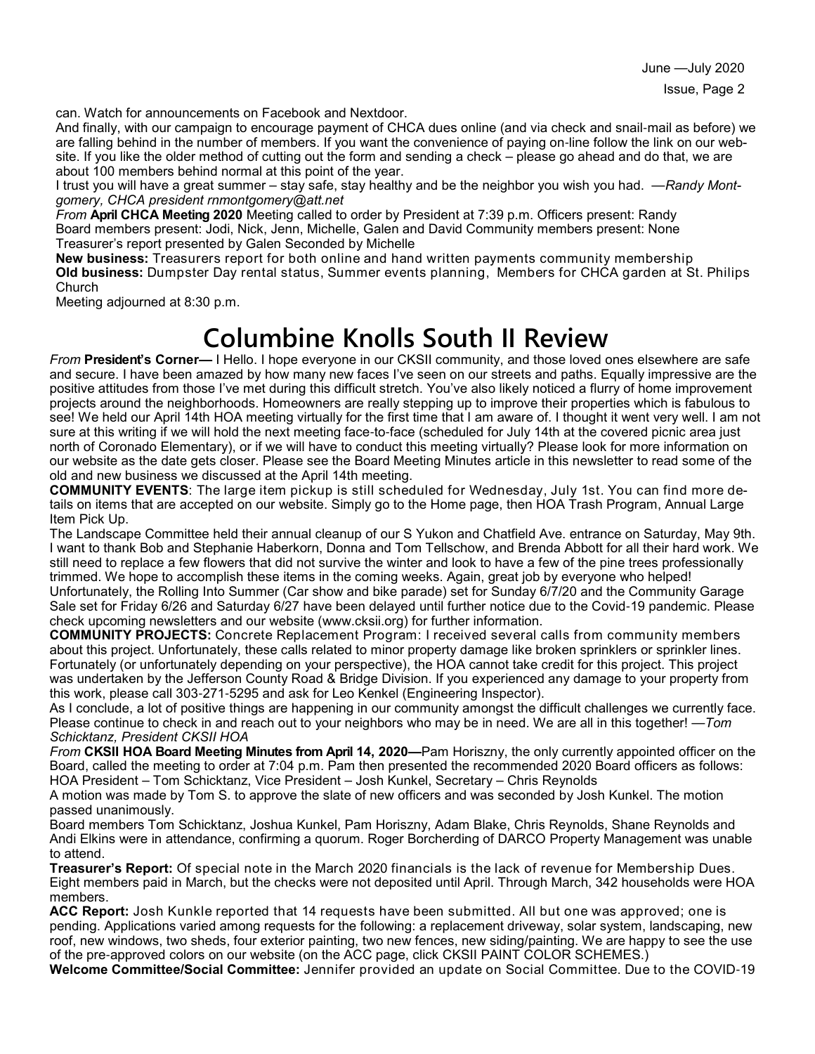can. Watch for announcements on Facebook and Nextdoor.

And finally, with our campaign to encourage payment of CHCA dues online (and via check and snail-mail as before) we are falling behind in the number of members. If you want the convenience of paying on-line follow the link on our website. If you like the older method of cutting out the form and sending a check – please go ahead and do that, we are about 100 members behind normal at this point of the year.

I trust you will have a great summer – stay safe, stay healthy and be the neighbor you wish you had. —*Randy Montgomery, CHCA president rnmontgomery@att.net*

*From* **April CHCA Meeting 2020** Meeting called to order by President at 7:39 p.m. Officers present: Randy Board members present: Jodi, Nick, Jenn, Michelle, Galen and David Community members present: None Treasurer's report presented by Galen Seconded by Michelle

**New business:** Treasurers report for both online and hand written payments community membership

**Old business:** Dumpster Day rental status, Summer events planning, Members for CHCA garden at St. Philips Church

Meeting adjourned at 8:30 p.m.

# Columbine Knolls South II Review

*From* **President's Corner—** I Hello. I hope everyone in our CKSII community, and those loved ones elsewhere are safe and secure. I have been amazed by how many new faces I've seen on our streets and paths. Equally impressive are the positive attitudes from those I've met during this difficult stretch. You've also likely noticed a flurry of home improvement projects around the neighborhoods. Homeowners are really stepping up to improve their properties which is fabulous to see! We held our April 14th HOA meeting virtually for the first time that I am aware of. I thought it went very well. I am not sure at this writing if we will hold the next meeting face-to-face (scheduled for July 14th at the covered picnic area just north of Coronado Elementary), or if we will have to conduct this meeting virtually? Please look for more information on our website as the date gets closer. Please see the Board Meeting Minutes article in this newsletter to read some of the old and new business we discussed at the April 14th meeting.

**COMMUNITY EVENTS**: The large item pickup is still scheduled for Wednesday, July 1st. You can find more details on items that are accepted on our website. Simply go to the Home page, then HOA Trash Program, Annual Large Item Pick Up.

The Landscape Committee held their annual cleanup of our S Yukon and Chatfield Ave. entrance on Saturday, May 9th. I want to thank Bob and Stephanie Haberkorn, Donna and Tom Tellschow, and Brenda Abbott for all their hard work. We still need to replace a few flowers that did not survive the winter and look to have a few of the pine trees professionally trimmed. We hope to accomplish these items in the coming weeks. Again, great job by everyone who helped!

Unfortunately, the Rolling Into Summer (Car show and bike parade) set for Sunday 6/7/20 and the Community Garage Sale set for Friday 6/26 and Saturday 6/27 have been delayed until further notice due to the Covid-19 pandemic. Please check upcoming newsletters and our website (www.cksii.org) for further information.

**COMMUNITY PROJECTS:** Concrete Replacement Program: I received several calls from community members about this project. Unfortunately, these calls related to minor property damage like broken sprinklers or sprinkler lines. Fortunately (or unfortunately depending on your perspective), the HOA cannot take credit for this project. This project was undertaken by the Jefferson County Road & Bridge Division. If you experienced any damage to your property from this work, please call 303-271-5295 and ask for Leo Kenkel (Engineering Inspector).

As I conclude, a lot of positive things are happening in our community amongst the difficult challenges we currently face. Please continue to check in and reach out to your neighbors who may be in need. We are all in this together! —*Tom Schicktanz, President CKSII HOA*

*From* **CKSII HOA Board Meeting Minutes from April 14, 2020—**Pam Horiszny, the only currently appointed officer on the Board, called the meeting to order at 7:04 p.m. Pam then presented the recommended 2020 Board officers as follows: HOA President – Tom Schicktanz, Vice President – Josh Kunkel, Secretary – Chris Reynolds

A motion was made by Tom S. to approve the slate of new officers and was seconded by Josh Kunkel. The motion passed unanimously.

Board members Tom Schicktanz, Joshua Kunkel, Pam Horiszny, Adam Blake, Chris Reynolds, Shane Reynolds and Andi Elkins were in attendance, confirming a quorum. Roger Borcherding of DARCO Property Management was unable to attend.

**Treasurer's Report:** Of special note in the March 2020 financials is the lack of revenue for Membership Dues. Eight members paid in March, but the checks were not deposited until April. Through March, 342 households were HOA members.

**ACC Report:** Josh Kunkle reported that 14 requests have been submitted. All but one was approved; one is pending. Applications varied among requests for the following: a replacement driveway, solar system, landscaping, new roof, new windows, two sheds, four exterior painting, two new fences, new siding/painting. We are happy to see the use of the pre-approved colors on our website (on the ACC page, click CKSII PAINT COLOR SCHEMES.)

**Welcome Committee/Social Committee:** Jennifer provided an update on Social Committee. Due to the COVID-19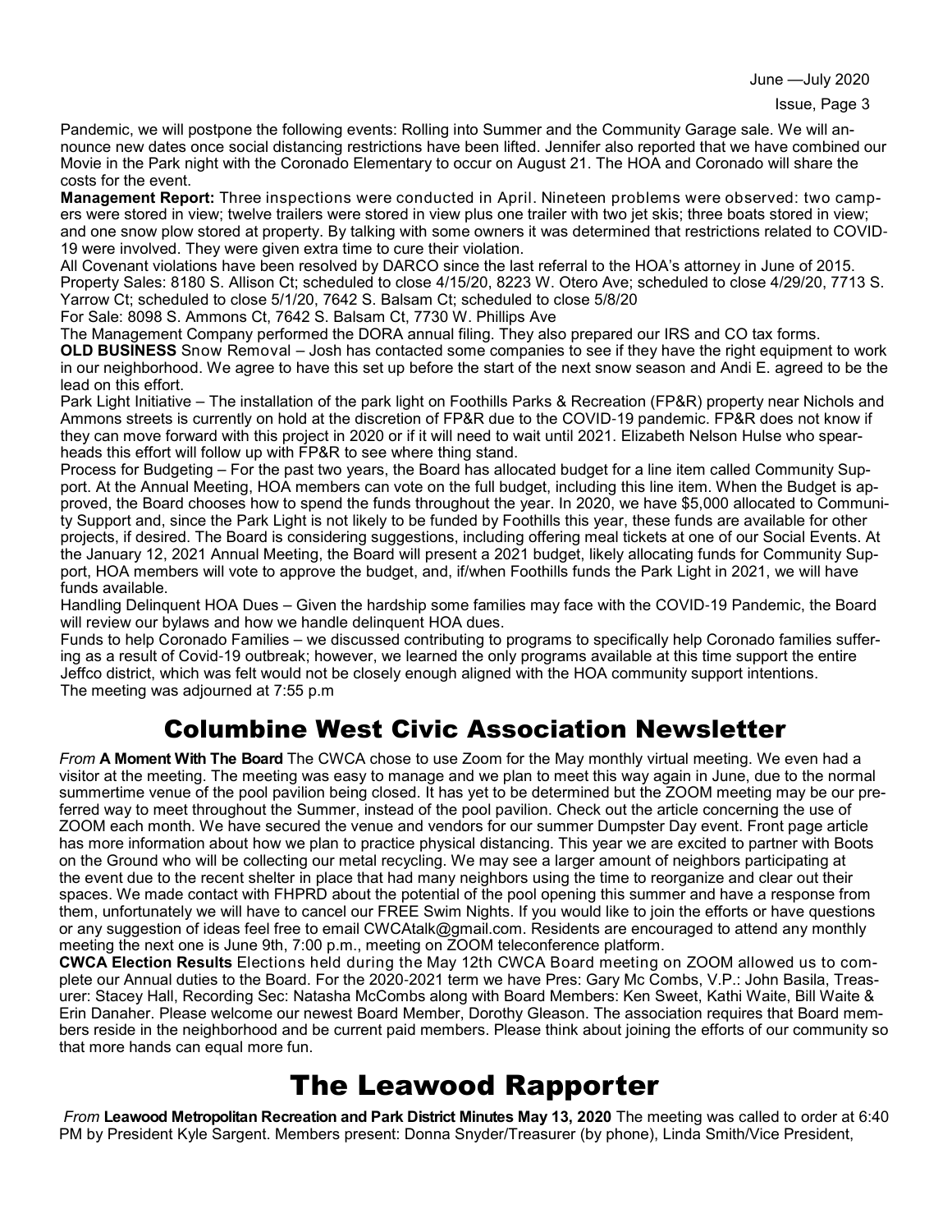Pandemic, we will postpone the following events: Rolling into Summer and the Community Garage sale. We will announce new dates once social distancing restrictions have been lifted. Jennifer also reported that we have combined our Movie in the Park night with the Coronado Elementary to occur on August 21. The HOA and Coronado will share the costs for the event.

**Management Report:** Three inspections were conducted in April. Nineteen problems were observed: two campers were stored in view; twelve trailers were stored in view plus one trailer with two jet skis; three boats stored in view; and one snow plow stored at property. By talking with some owners it was determined that restrictions related to COVID-19 were involved. They were given extra time to cure their violation.

All Covenant violations have been resolved by DARCO since the last referral to the HOA's attorney in June of 2015.

Property Sales: 8180 S. Allison Ct; scheduled to close 4/15/20, 8223 W. Otero Ave; scheduled to close 4/29/20, 7713 S. Yarrow Ct; scheduled to close 5/1/20, 7642 S. Balsam Ct; scheduled to close 5/8/20

For Sale: 8098 S. Ammons Ct, 7642 S. Balsam Ct, 7730 W. Phillips Ave

The Management Company performed the DORA annual filing. They also prepared our IRS and CO tax forms.

**OLD BUSINESS** Snow Removal – Josh has contacted some companies to see if they have the right equipment to work in our neighborhood. We agree to have this set up before the start of the next snow season and Andi E. agreed to be the lead on this effort.

Park Light Initiative – The installation of the park light on Foothills Parks & Recreation (FP&R) property near Nichols and Ammons streets is currently on hold at the discretion of FP&R due to the COVID-19 pandemic. FP&R does not know if they can move forward with this project in 2020 or if it will need to wait until 2021. Elizabeth Nelson Hulse who spearheads this effort will follow up with FP&R to see where thing stand.

Process for Budgeting – For the past two years, the Board has allocated budget for a line item called Community Support. At the Annual Meeting, HOA members can vote on the full budget, including this line item. When the Budget is approved, the Board chooses how to spend the funds throughout the year. In 2020, we have $5,000 allocated to Community Support and, since the Park Light is not likely to be funded by Foothills this year, these funds are available for other projects, if desired. The Board is considering suggestions, including offering meal tickets at one of our Social Events. At the January 12, 2021 Annual Meeting, the Board will present a 2021 budget, likely allocating funds for Community Support, HOA members will vote to approve the budget, and, if/when Foothills funds the Park Light in 2021, we will have funds available.

Handling Delinquent HOA Dues – Given the hardship some families may face with the COVID-19 Pandemic, the Board will review our bylaws and how we handle delinquent HOA dues.

Funds to help Coronado Families – we discussed contributing to programs to specifically help Coronado families suffering as a result of Covid-19 outbreak; however, we learned the only programs available at this time support the entire Jeffco district, which was felt would not be closely enough aligned with the HOA community support intentions.

The meeting was adjourned at 7:55 p.m

## Columbine West Civic Association Newsletter

*From* **A Moment With The Board** The CWCA chose to use Zoom for the May monthly virtual meeting. We even had a visitor at the meeting. The meeting was easy to manage and we plan to meet this way again in June, due to the normal summertime venue of the pool pavilion being closed. It has yet to be determined but the ZOOM meeting may be our preferred way to meet throughout the Summer, instead of the pool pavilion. Check out the article concerning the use of ZOOM each month. We have secured the venue and vendors for our summer Dumpster Day event. Front page article has more information about how we plan to practice physical distancing. This year we are excited to partner with Boots on the Ground who will be collecting our metal recycling. We may see a larger amount of neighbors participating at the event due to the recent shelter in place that had many neighbors using the time to reorganize and clear out their spaces. We made contact with FHPRD about the potential of the pool opening this summer and have a response from them, unfortunately we will have to cancel our FREE Swim Nights. If you would like to join the efforts or have questions or any suggestion of ideas feel free to email CWCAtalk@gmail.com. Residents are encouraged to attend any monthly meeting the next one is June 9th, 7:00 p.m., meeting on ZOOM teleconference platform.

**CWCA Election Results** Elections held during the May 12th CWCA Board meeting on ZOOM allowed us to complete our Annual duties to the Board. For the 2020-2021 term we have Pres: Gary Mc Combs, V.P.: John Basila, Treasurer: Stacey Hall, Recording Sec: Natasha McCombs along with Board Members: Ken Sweet, Kathi Waite, Bill Waite & Erin Danaher. Please welcome our newest Board Member, Dorothy Gleason. The association requires that Board members reside in the neighborhood and be current paid members. Please think about joining the efforts of our community so that more hands can equal more fun.

## The Leawood Rapporter

*From* **Leawood Metropolitan Recreation and Park District Minutes May 13, 2020** The meeting was called to order at 6:40 PM by President Kyle Sargent. Members present: Donna Snyder/Treasurer (by phone), Linda Smith/Vice President,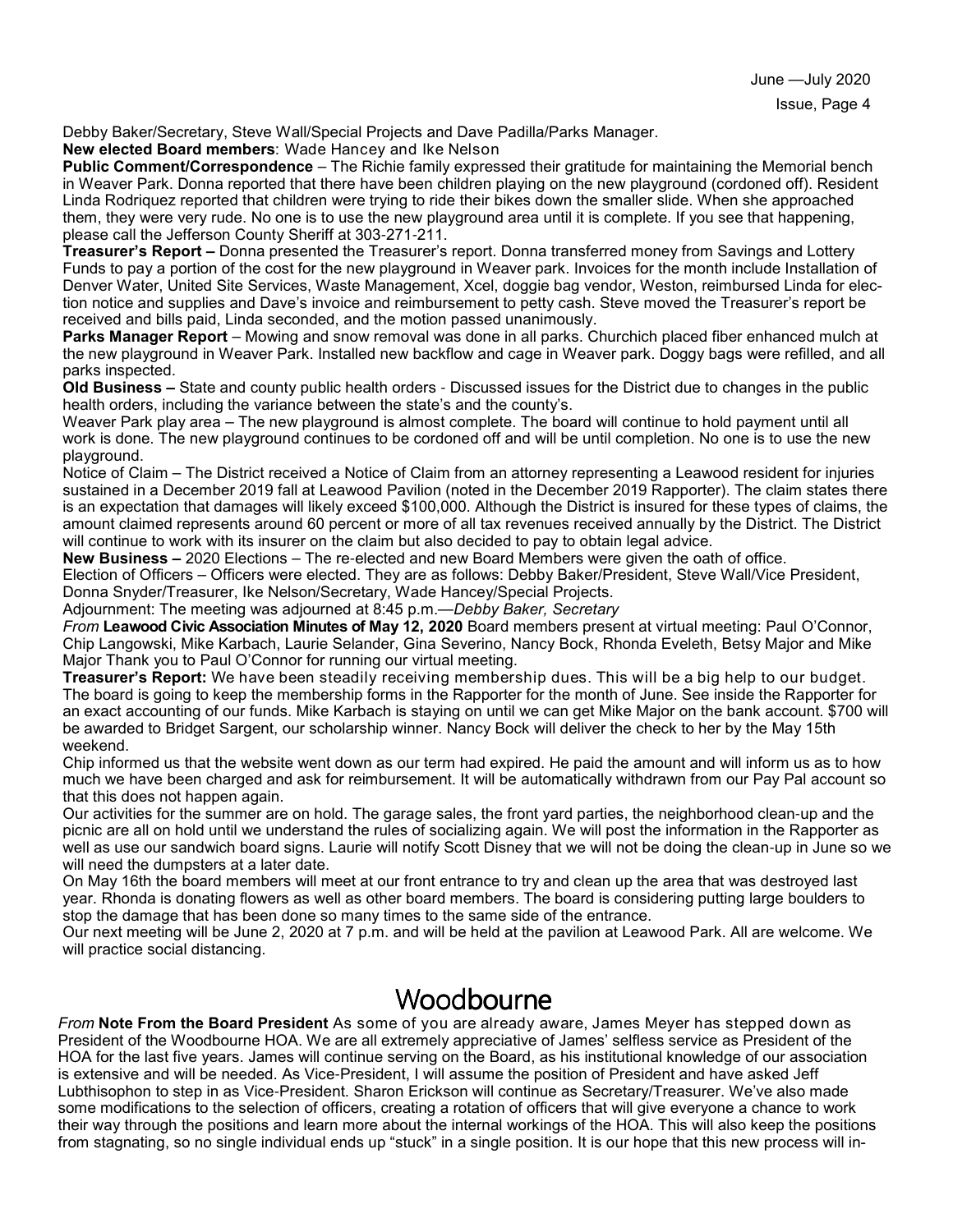Debby Baker/Secretary, Steve Wall/Special Projects and Dave Padilla/Parks Manager.

**New elected Board members**: Wade Hancey and Ike Nelson

**Public Comment/Correspondence** – The Richie family expressed their gratitude for maintaining the Memorial bench in Weaver Park. Donna reported that there have been children playing on the new playground (cordoned off). Resident Linda Rodriquez reported that children were trying to ride their bikes down the smaller slide. When she approached them, they were very rude. No one is to use the new playground area until it is complete. If you see that happening, please call the Jefferson County Sheriff at 303-271-211.

**Treasurer's Report –** Donna presented the Treasurer's report. Donna transferred money from Savings and Lottery Funds to pay a portion of the cost for the new playground in Weaver park. Invoices for the month include Installation of Denver Water, United Site Services, Waste Management, Xcel, doggie bag vendor, Weston, reimbursed Linda for election notice and supplies and Dave's invoice and reimbursement to petty cash. Steve moved the Treasurer's report be received and bills paid, Linda seconded, and the motion passed unanimously.

**Parks Manager Report** – Mowing and snow removal was done in all parks. Churchich placed fiber enhanced mulch at the new playground in Weaver Park. Installed new backflow and cage in Weaver park. Doggy bags were refilled, and all parks inspected.

**Old Business –** State and county public health orders - Discussed issues for the District due to changes in the public health orders, including the variance between the state's and the county's.

Weaver Park play area – The new playground is almost complete. The board will continue to hold payment until all work is done. The new playground continues to be cordoned off and will be until completion. No one is to use the new playground.

Notice of Claim – The District received a Notice of Claim from an attorney representing a Leawood resident for injuries sustained in a December 2019 fall at Leawood Pavilion (noted in the December 2019 Rapporter). The claim states there is an expectation that damages will likely exceed $100,000. Although the District is insured for these types of claims, the amount claimed represents around 60 percent or more of all tax revenues received annually by the District. The District will continue to work with its insurer on the claim but also decided to pay to obtain legal advice.

**New Business –** 2020 Elections – The re-elected and new Board Members were given the oath of office.

Election of Officers – Officers were elected. They are as follows: Debby Baker/President, Steve Wall/Vice President, Donna Snyder/Treasurer, Ike Nelson/Secretary, Wade Hancey/Special Projects.

Adjournment: The meeting was adjourned at 8:45 p.m.—*Debby Baker, Secretary*

*From* **Leawood Civic Association Minutes of May 12, 2020** Board members present at virtual meeting: Paul O'Connor, Chip Langowski, Mike Karbach, Laurie Selander, Gina Severino, Nancy Bock, Rhonda Eveleth, Betsy Major and Mike Major Thank you to Paul O'Connor for running our virtual meeting.

**Treasurer's Report:** We have been steadily receiving membership dues. This will be a big help to our budget. The board is going to keep the membership forms in the Rapporter for the month of June. See inside the Rapporter for an exact accounting of our funds. Mike Karbach is staying on until we can get Mike Major on the bank account. $700 will be awarded to Bridget Sargent, our scholarship winner. Nancy Bock will deliver the check to her by the May 15th weekend.

Chip informed us that the website went down as our term had expired. He paid the amount and will inform us as to how much we have been charged and ask for reimbursement. It will be automatically withdrawn from our Pay Pal account so that this does not happen again.

Our activities for the summer are on hold. The garage sales, the front yard parties, the neighborhood clean-up and the picnic are all on hold until we understand the rules of socializing again. We will post the information in the Rapporter as well as use our sandwich board signs. Laurie will notify Scott Disney that we will not be doing the clean-up in June so we will need the dumpsters at a later date.

On May 16th the board members will meet at our front entrance to try and clean up the area that was destroyed last year. Rhonda is donating flowers as well as other board members. The board is considering putting large boulders to stop the damage that has been done so many times to the same side of the entrance.

Our next meeting will be June 2, 2020 at 7 p.m. and will be held at the pavilion at Leawood Park. All are welcome. We will practice social distancing.

# Woodbourne

*From* **Note From the Board President** As some of you are already aware, James Meyer has stepped down as President of the Woodbourne HOA. We are all extremely appreciative of James' selfless service as President of the HOA for the last five years. James will continue serving on the Board, as his institutional knowledge of our association is extensive and will be needed. As Vice-President, I will assume the position of President and have asked Jeff Lubthisophon to step in as Vice-President. Sharon Erickson will continue as Secretary/Treasurer. We've also made some modifications to the selection of officers, creating a rotation of officers that will give everyone a chance to work their way through the positions and learn more about the internal workings of the HOA. This will also keep the positions from stagnating, so no single individual ends up "stuck" in a single position. It is our hope that this new process will in-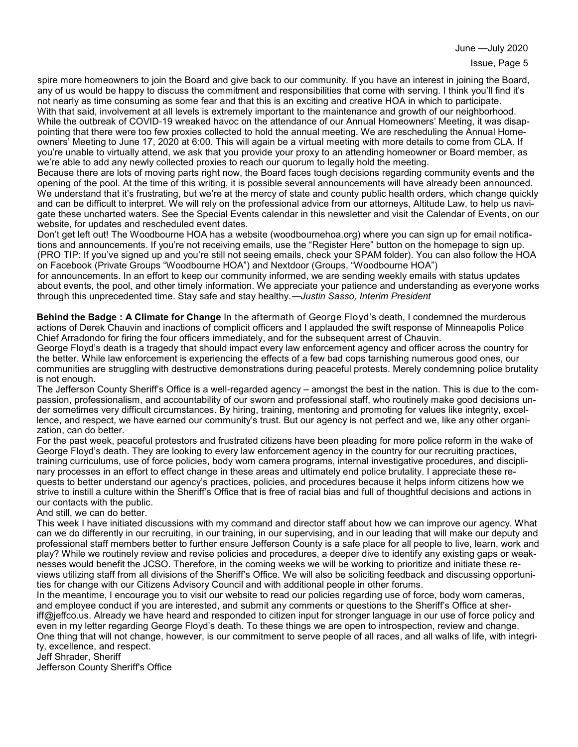spire more homeowners to join the Board and give back to our community. If you have an interest in joining the Board, any of us would be happy to discuss the commitment and responsibilities that come with serving. I think you'll find it's not nearly as time consuming as some fear and that this is an exciting and creative HOA in which to participate.

With that said, involvement at all levels is extremely important to the maintenance and growth of our neighborhood. While the outbreak of COVID-19 wreaked havoc on the attendance of our Annual Homeowners' Meeting, it was disappointing that there were too few proxies collected to hold the annual meeting. We are rescheduling the Annual Homeowners' Meeting to June 17, 2020 at 6:00. This will again be a virtual meeting with more details to come from CLA. If you're unable to virtually attend, we ask that you provide your proxy to an attending homeowner or Board member, as we're able to add any newly collected proxies to reach our quorum to legally hold the meeting.

Because there are lots of moving parts right now, the Board faces tough decisions regarding community events and the opening of the pool. At the time of this writing, it is possible several announcements will have already been announced. We understand that it's frustrating, but we're at the mercy of state and county public health orders, which change quickly and can be difficult to interpret. We will rely on the professional advice from our attorneys, Altitude Law, to help us navigate these uncharted waters. See the Special Events calendar in this newsletter and visit the Calendar of Events, on our website, for updates and rescheduled event dates.

Don't get left out! The Woodbourne HOA has a website (woodbournehoa.org) where you can sign up for email notifications and announcements. If you're not receiving emails, use the "Register Here" button on the homepage to sign up. (PRO TIP: If you've signed up and you're still not seeing emails, check your SPAM folder). You can also follow the HOA on Facebook (Private Groups "Woodbourne HOA") and Nextdoor (Groups, "Woodbourne HOA") for announcements. In an effort to keep our community informed, we are sending weekly emails with status updates about events, the pool, and other timely information. We appreciate your patience and understanding as everyone works through this unprecedented time. Stay safe and stay healthy.—*Justin Sasso, Interim President*

**Behind the Badge : A Climate for Change** In the aftermath of George Floyd's death, I condemned the murderous actions of Derek Chauvin and inactions of complicit officers and I applauded the swift response of Minneapolis Police Chief Arradondo for firing the four officers immediately, and for the subsequent arrest of Chauvin.

George Floyd's death is a tragedy that should impact every law enforcement agency and officer across the country for the better. While law enforcement is experiencing the effects of a few bad cops tarnishing numerous good ones, our communities are struggling with destructive demonstrations during peaceful protests. Merely condemning police brutality is not enough.

The Jefferson County Sheriff's Office is a well-regarded agency – amongst the best in the nation. This is due to the compassion, professionalism, and accountability of our sworn and professional staff, who routinely make good decisions under sometimes very difficult circumstances. By hiring, training, mentoring and promoting for values like integrity, excellence, and respect, we have earned our community's trust. But our agency is not perfect and we, like any other organization, can do better.

For the past week, peaceful protestors and frustrated citizens have been pleading for more police reform in the wake of George Floyd's death. They are looking to every law enforcement agency in the country for our recruiting practices, training curriculums, use of force policies, body worn camera programs, internal investigative procedures, and disciplinary processes in an effort to effect change in these areas and ultimately end police brutality. I appreciate these requests to better understand our agency's practices, policies, and procedures because it helps inform citizens how we strive to instill a culture within the Sheriff's Office that is free of racial bias and full of thoughtful decisions and actions in our contacts with the public.

And still, we can do better.

This week I have initiated discussions with my command and director staff about how we can improve our agency. What can we do differently in our recruiting, in our training, in our supervising, and in our leading that will make our deputy and professional staff members better to further ensure Jefferson County is a safe place for all people to live, learn, work and play? While we routinely review and revise policies and procedures, a deeper dive to identify any existing gaps or weaknesses would benefit the JCSO. Therefore, in the coming weeks we will be working to prioritize and initiate these reviews utilizing staff from all divisions of the Sheriff's Office. We will also be soliciting feedback and discussing opportunities for change with our Citizens Advisory Council and with additional people in other forums.

In the meantime, I encourage you to visit our website to read our policies regarding use of force, body worn cameras, and employee conduct if you are interested, and submit any comments or questions to the Sheriff's Office at sheriff@jeffco.us. Already we have heard and responded to citizen input for stronger language in our use of force policy and even in my letter regarding George Floyd's death. To these things we are open to introspection, review and change. One thing that will not change, however, is our commitment to serve people of all races, and all walks of life, with integrity, excellence, and respect.

Jeff Shrader, Sheriff
Jefferson County Sheriff's Office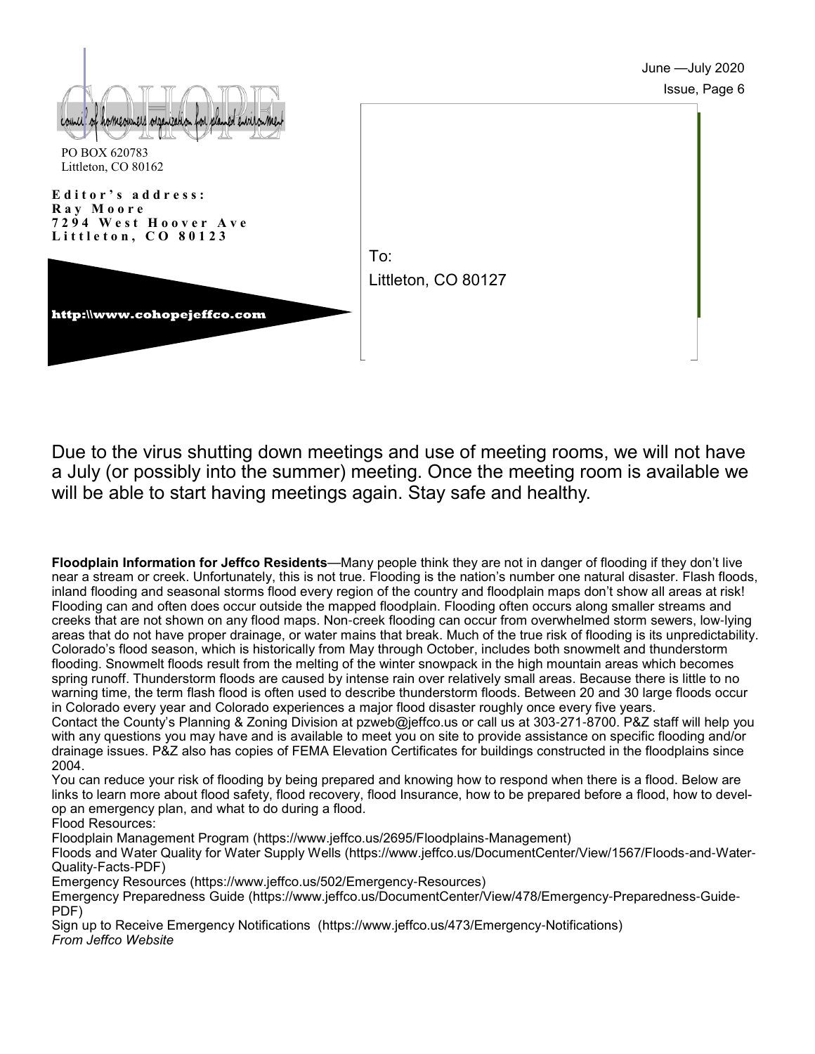COHOPE

council of homeowners organization for planned environment

PO BOX 620783
Littleton, CO 80162

**Editor's address:**
**Ray Moore**
**7294 West Hoover Ave**
**Littleton, CO 80123**

**http:\\www.cohopejeffco.com**

June —July 2020
Issue, Page 6

To:
Littleton, CO 80127

Due to the virus shutting down meetings and use of meeting rooms, we will not have a July (or possibly into the summer) meeting. Once the meeting room is available we will be able to start having meetings again. Stay safe and healthy.

**Floodplain Information for Jeffco Residents**—Many people think they are not in danger of flooding if they don't live near a stream or creek. Unfortunately, this is not true. Flooding is the nation's number one natural disaster. Flash floods, inland flooding and seasonal storms flood every region of the country and floodplain maps don't show all areas at risk! Flooding can and often does occur outside the mapped floodplain. Flooding often occurs along smaller streams and creeks that are not shown on any flood maps. Non-creek flooding can occur from overwhelmed storm sewers, low-lying areas that do not have proper drainage, or water mains that break. Much of the true risk of flooding is its unpredictability. Colorado's flood season, which is historically from May through October, includes both snowmelt and thunderstorm flooding. Snowmelt floods result from the melting of the winter snowpack in the high mountain areas which becomes spring runoff. Thunderstorm floods are caused by intense rain over relatively small areas. Because there is little to no warning time, the term flash flood is often used to describe thunderstorm floods. Between 20 and 30 large floods occur in Colorado every year and Colorado experiences a major flood disaster roughly once every five years.

Contact the County's Planning & Zoning Division at pzweb@jeffco.us or call us at 303-271-8700. P&Z staff will help you with any questions you may have and is available to meet you on site to provide assistance on specific flooding and/or drainage issues. P&Z also has copies of FEMA Elevation Certificates for buildings constructed in the floodplains since 2004.

You can reduce your risk of flooding by being prepared and knowing how to respond when there is a flood. Below are links to learn more about flood safety, flood recovery, flood Insurance, how to be prepared before a flood, how to develop an emergency plan, and what to do during a flood.

Flood Resources:

Floodplain Management Program (https://www.jeffco.us/2695/Floodplains-Management)

Floods and Water Quality for Water Supply Wells (https://www.jeffco.us/DocumentCenter/View/1567/Floods-and-Water-Quality-Facts-PDF)

Emergency Resources (https://www.jeffco.us/502/Emergency-Resources)

Emergency Preparedness Guide (https://www.jeffco.us/DocumentCenter/View/478/Emergency-Preparedness-Guide-PDF)

Sign up to Receive Emergency Notifications (https://www.jeffco.us/473/Emergency-Notifications)

*From Jeffco Website*